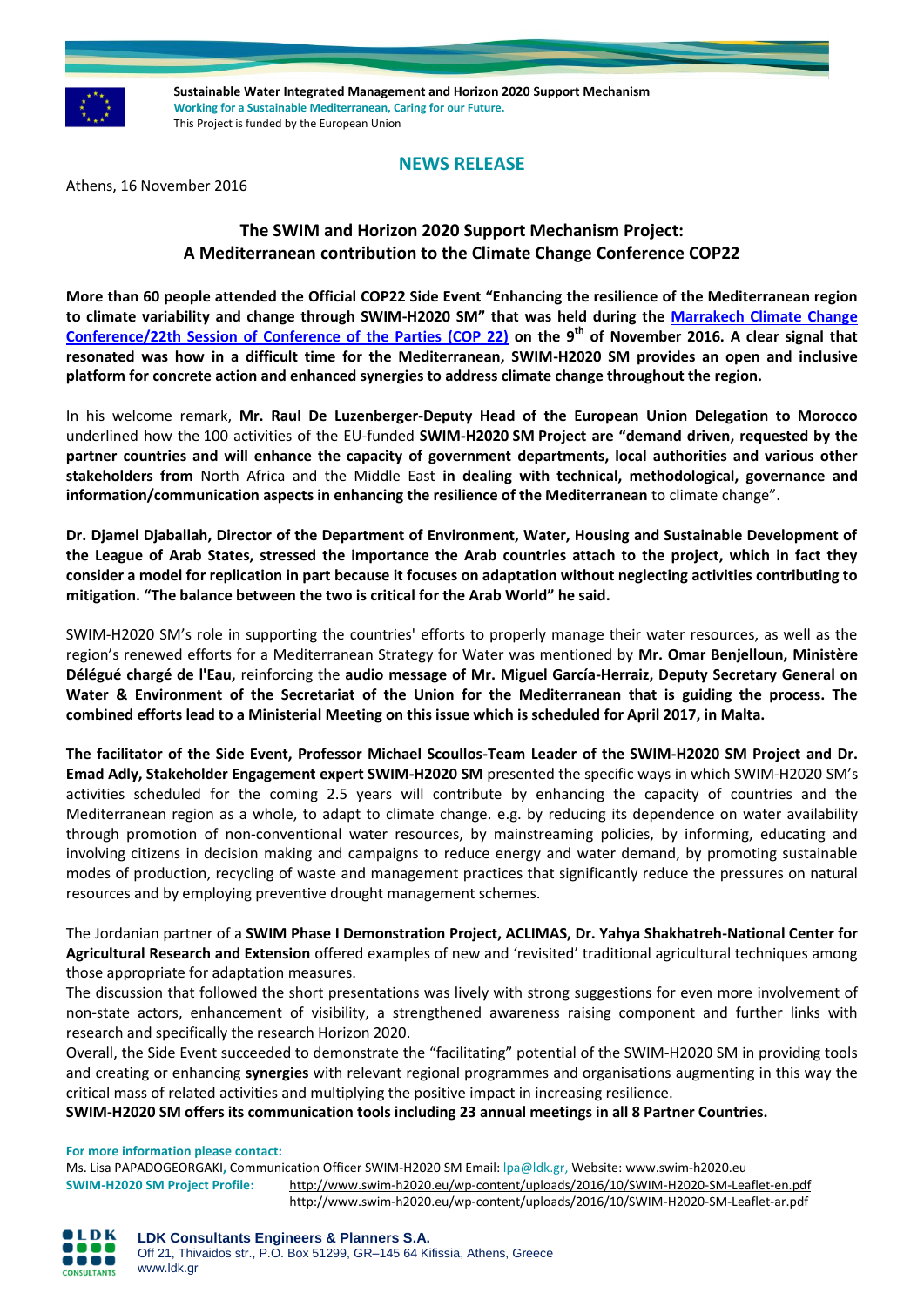**Sustainable Water Integrated Management and Horizon 2020 Support Mechanism**
**Working for a Sustainable Mediterranean, Caring for our Future.**
This Project is funded by the European Union

## NEWS RELEASE

Athens, 16 November 2016

# The SWIM and Horizon 2020 Support Mechanism Project: A Mediterranean contribution to the Climate Change Conference COP22

**More than 60 people attended the Official COP22 Side Event "Enhancing the resilience of the Mediterranean region to climate variability and change through SWIM-H2020 SM" that was held during the [Marrakech Climate Change Conference/22th Session of Conference of the Parties (COP 22)] on the 9th of November 2016. A clear signal that resonated was how in a difficult time for the Mediterranean, SWIM-H2020 SM provides an open and inclusive platform for concrete action and enhanced synergies to address climate change throughout the region.**

In his welcome remark, **Mr. Raul De Luzenberger-Deputy Head of the European Union Delegation to Morocco** underlined how the 100 activities of the EU-funded **SWIM-H2020 SM Project are "demand driven, requested by the partner countries and will enhance the capacity of government departments, local authorities and various other stakeholders from** North Africa and the Middle East **in dealing with technical, methodological, governance and information/communication aspects in enhancing the resilience of the Mediterranean** to climate change".

**Dr. Djamel Djaballah, Director of the Department of Environment, Water, Housing and Sustainable Development of the League of Arab States, stressed the importance the Arab countries attach to the project, which in fact they consider a model for replication in part because it focuses on adaptation without neglecting activities contributing to mitigation. "The balance between the two is critical for the Arab World" he said.**

SWIM-H2020 SM's role in supporting the countries' efforts to properly manage their water resources, as well as the region's renewed efforts for a Mediterranean Strategy for Water was mentioned by **Mr. Omar Benjelloun, Ministère Délégué chargé de l'Eau,** reinforcing the **audio message of Mr. Miguel García-Herraiz, Deputy Secretary General on Water & Environment of the Secretariat of the Union for the Mediterranean that is guiding the process. The combined efforts lead to a Ministerial Meeting on this issue which is scheduled for April 2017, in Malta.**

**The facilitator of the Side Event, Professor Michael Scoullos-Team Leader of the SWIM-H2020 SM Project and Dr. Emad Adly, Stakeholder Engagement expert SWIM-H2020 SM** presented the specific ways in which SWIM-H2020 SM's activities scheduled for the coming 2.5 years will contribute by enhancing the capacity of countries and the Mediterranean region as a whole, to adapt to climate change. e.g. by reducing its dependence on water availability through promotion of non-conventional water resources, by mainstreaming policies, by informing, educating and involving citizens in decision making and campaigns to reduce energy and water demand, by promoting sustainable modes of production, recycling of waste and management practices that significantly reduce the pressures on natural resources and by employing preventive drought management schemes.

The Jordanian partner of a **SWIM Phase I Demonstration Project, ACLIMAS, Dr. Yahya Shakhatreh-National Center for Agricultural Research and Extension** offered examples of new and 'revisited' traditional agricultural techniques among those appropriate for adaptation measures.

The discussion that followed the short presentations was lively with strong suggestions for even more involvement of non-state actors, enhancement of visibility, a strengthened awareness raising component and further links with research and specifically the research Horizon 2020.

Overall, the Side Event succeeded to demonstrate the "facilitating" potential of the SWIM-H2020 SM in providing tools and creating or enhancing **synergies** with relevant regional programmes and organisations augmenting in this way the critical mass of related activities and multiplying the positive impact in increasing resilience.

**SWIM-H2020 SM offers its communication tools including 23 annual meetings in all 8 Partner Countries.**

**For more information please contact:**
Ms. Lisa PAPADOGEORGAKI, Communication Officer SWIM-H2020 SM Email: lpa@ldk.gr, Website: www.swim-h2020.eu
**SWIM-H2020 SM Project Profile:** http://www.swim-h2020.eu/wp-content/uploads/2016/10/SWIM-H2020-SM-Leaflet-en.pdf
http://www.swim-h2020.eu/wp-content/uploads/2016/10/SWIM-H2020-SM-Leaflet-ar.pdf

**LDK Consultants Engineers & Planners S.A.**
Off 21, Thivaidos str., P.O. Box 51299, GR–145 64 Kifissia, Athens, Greece
www.ldk.gr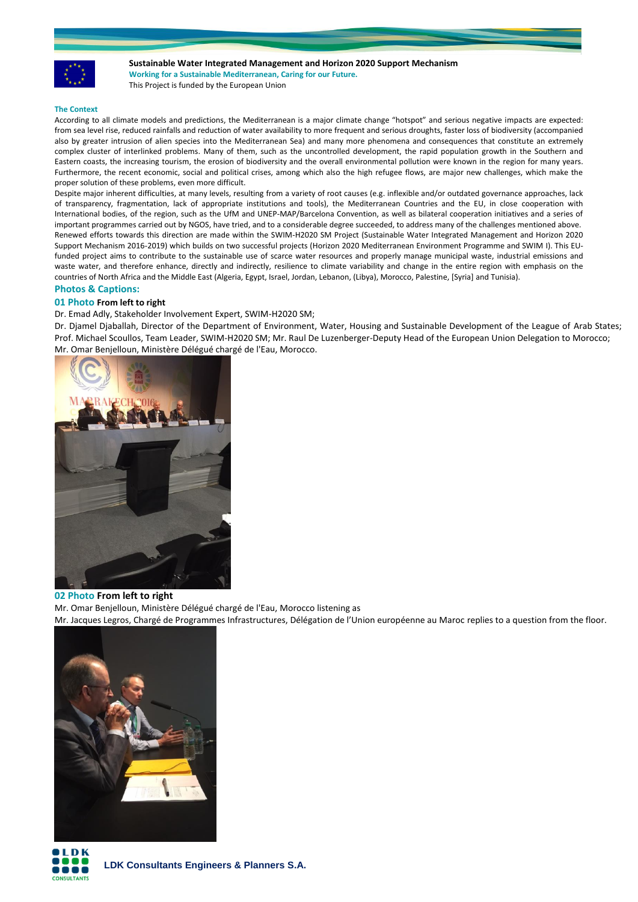**Sustainable Water Integrated Management and Horizon 2020 Support Mechanism**
**Working for a Sustainable Mediterranean, Caring for our Future.**
This Project is funded by the European Union

### The Context

According to all climate models and predictions, the Mediterranean is a major climate change "hotspot" and serious negative impacts are expected: from sea level rise, reduced rainfalls and reduction of water availability to more frequent and serious droughts, faster loss of biodiversity (accompanied also by greater intrusion of alien species into the Mediterranean Sea) and many more phenomena and consequences that constitute an extremely complex cluster of interlinked problems. Many of them, such as the uncontrolled development, the rapid population growth in the Southern and Eastern coasts, the increasing tourism, the erosion of biodiversity and the overall environmental pollution were known in the region for many years. Furthermore, the recent economic, social and political crises, among which also the high refugee flows, are major new challenges, which make the proper solution of these problems, even more difficult.

Despite major inherent difficulties, at many levels, resulting from a variety of root causes (e.g. inflexible and/or outdated governance approaches, lack of transparency, fragmentation, lack of appropriate institutions and tools), the Mediterranean Countries and the EU, in close cooperation with International bodies, of the region, such as the UfM and UNEP-MAP/Barcelona Convention, as well as bilateral cooperation initiatives and a series of important programmes carried out by NGOS, have tried, and to a considerable degree succeeded, to address many of the challenges mentioned above. Renewed efforts towards this direction are made within the SWIM-H2020 SM Project (Sustainable Water Integrated Management and Horizon 2020 Support Mechanism 2016-2019) which builds on two successful projects (Horizon 2020 Mediterranean Environment Programme and SWIM I). This EU-funded project aims to contribute to the sustainable use of scarce water resources and properly manage municipal waste, industrial emissions and waste water, and therefore enhance, directly and indirectly, resilience to climate variability and change in the entire region with emphasis on the countries of North Africa and the Middle East (Algeria, Egypt, Israel, Jordan, Lebanon, (Libya), Morocco, Palestine, [Syria] and Tunisia).

### Photos & Captions:

**01 Photo From left to right**

Dr. Emad Adly, Stakeholder Involvement Expert, SWIM-H2020 SM;
Dr. Djamel Djaballah, Director of the Department of Environment, Water, Housing and Sustainable Development of the League of Arab States; Prof. Michael Scoullos, Team Leader, SWIM-H2020 SM; Mr. Raul De Luzenberger-Deputy Head of the European Union Delegation to Morocco; Mr. Omar Benjelloun, Ministère Délégué chargé de l'Eau, Morocco.

**02 Photo From left to right**

Mr. Omar Benjelloun, Ministère Délégué chargé de l'Eau, Morocco listening as
Mr. Jacques Legros, Chargé de Programmes Infrastructures, Délégation de l'Union européenne au Maroc replies to a question from the floor.

**LDK Consultants Engineers & Planners S.A.**